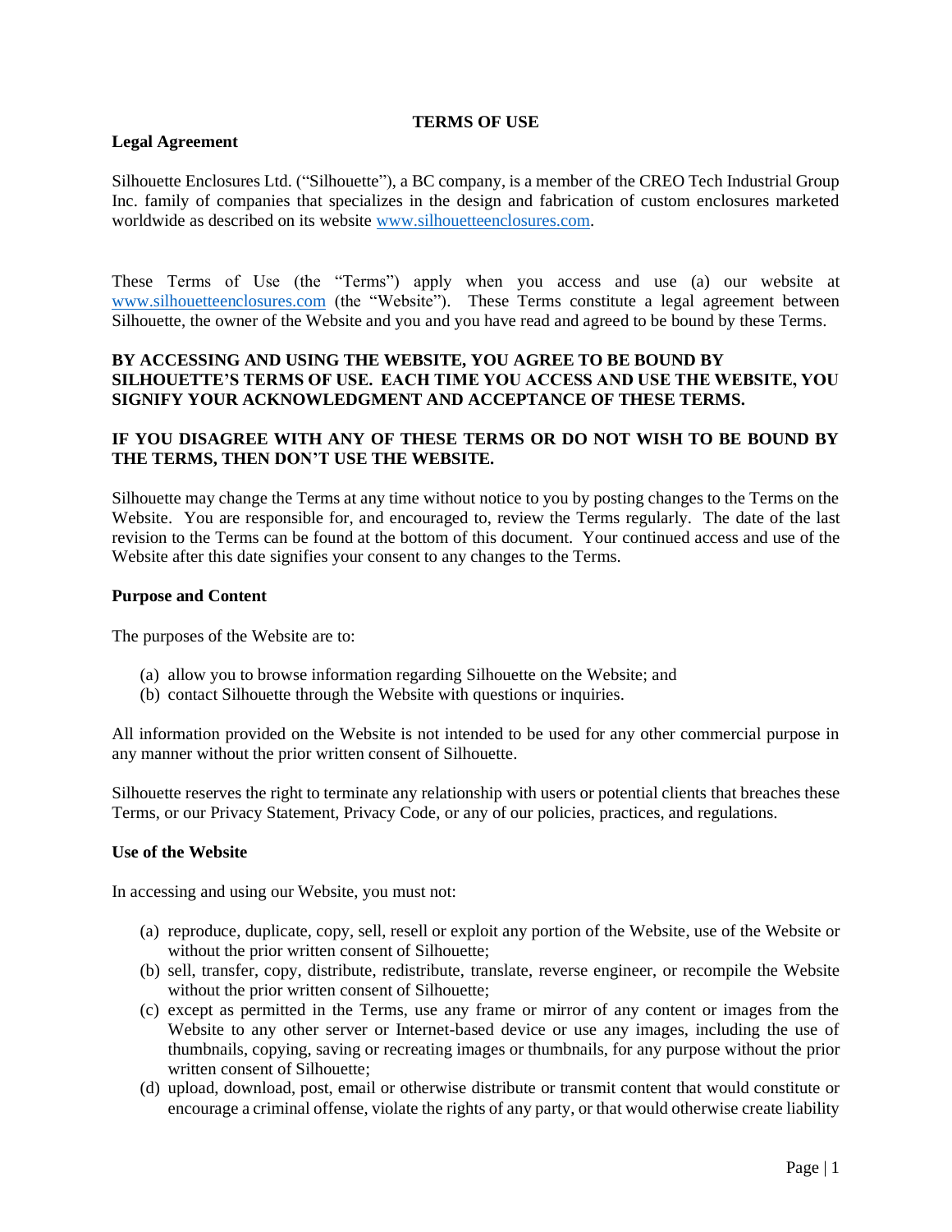# TERMS OF USE

## Legal Agreement

Silhouette Enclosures Ltd. ("Silhouette"), a BC company, is a member of the CREO Tech Industrial Group Inc. family of companies that specializes in the design and fabrication of custom enclosures marketed worldwide as described on its website [www.silhouetteenclosures.com](http://www.silhouetteenclosures.com).

These Terms of Use (the "Terms") apply when you access and use (a) our website at [www.silhouetteenclosures.com](http://www.silhouetteenclosures.com) (the "Website"). These Terms constitute a legal agreement between Silhouette, the owner of the Website and you and you have read and agreed to be bound by these Terms.

**BY ACCESSING AND USING THE WEBSITE, YOU AGREE TO BE BOUND BY SILHOUETTE'S TERMS OF USE. EACH TIME YOU ACCESS AND USE THE WEBSITE, YOU SIGNIFY YOUR ACKNOWLEDGMENT AND ACCEPTANCE OF THESE TERMS.**

**IF YOU DISAGREE WITH ANY OF THESE TERMS OR DO NOT WISH TO BE BOUND BY THE TERMS, THEN DON'T USE THE WEBSITE.**

Silhouette may change the Terms at any time without notice to you by posting changes to the Terms on the Website. You are responsible for, and encouraged to, review the Terms regularly. The date of the last revision to the Terms can be found at the bottom of this document. Your continued access and use of the Website after this date signifies your consent to any changes to the Terms.

## Purpose and Content

The purposes of the Website are to:

(a) allow you to browse information regarding Silhouette on the Website; and
(b) contact Silhouette through the Website with questions or inquiries.

All information provided on the Website is not intended to be used for any other commercial purpose in any manner without the prior written consent of Silhouette.

Silhouette reserves the right to terminate any relationship with users or potential clients that breaches these Terms, or our Privacy Statement, Privacy Code, or any of our policies, practices, and regulations.

## Use of the Website

In accessing and using our Website, you must not:

(a) reproduce, duplicate, copy, sell, resell or exploit any portion of the Website, use of the Website or without the prior written consent of Silhouette;
(b) sell, transfer, copy, distribute, redistribute, translate, reverse engineer, or recompile the Website without the prior written consent of Silhouette;
(c) except as permitted in the Terms, use any frame or mirror of any content or images from the Website to any other server or Internet-based device or use any images, including the use of thumbnails, copying, saving or recreating images or thumbnails, for any purpose without the prior written consent of Silhouette;
(d) upload, download, post, email or otherwise distribute or transmit content that would constitute or encourage a criminal offense, violate the rights of any party, or that would otherwise create liability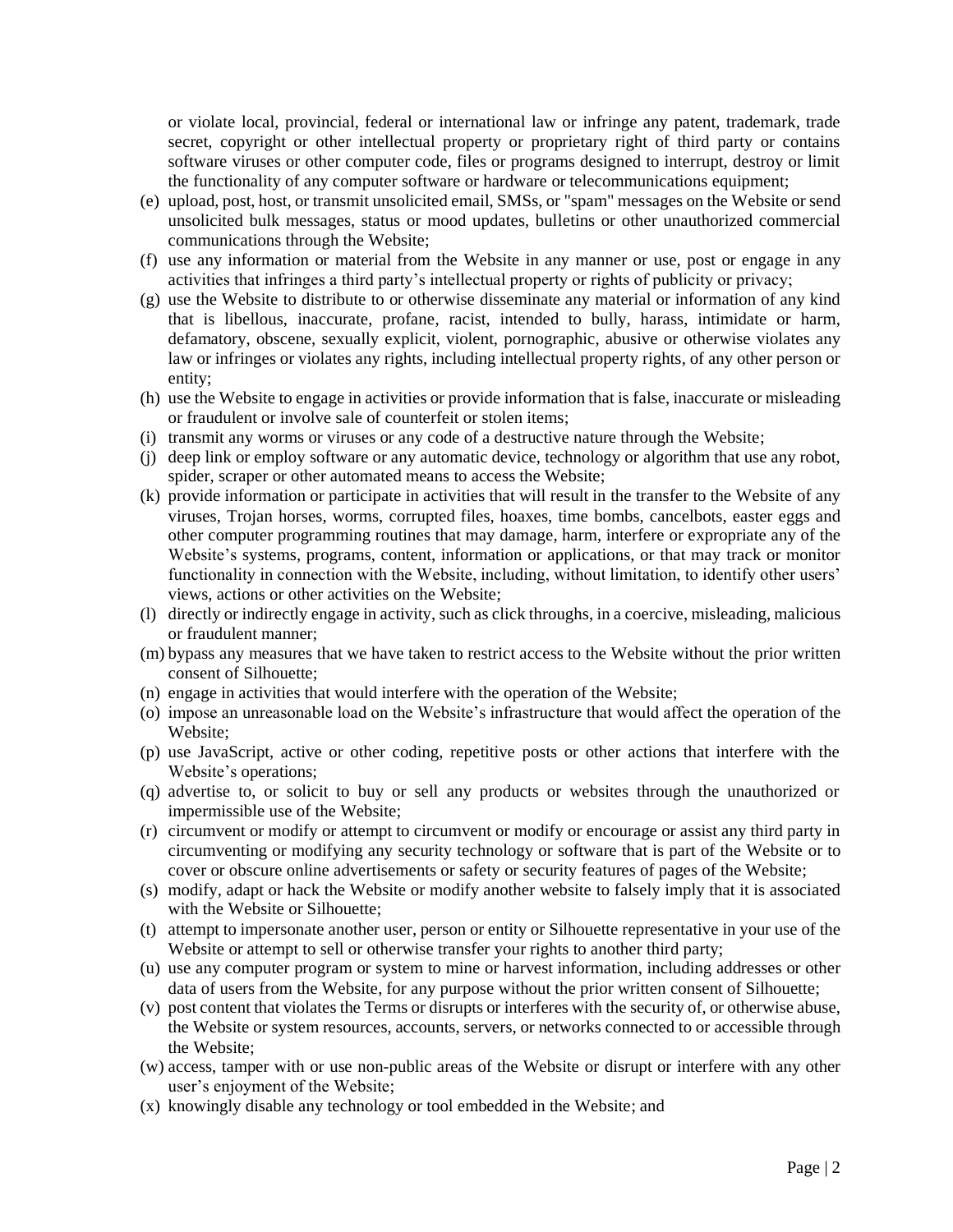or violate local, provincial, federal or international law or infringe any patent, trademark, trade secret, copyright or other intellectual property or proprietary right of third party or contains software viruses or other computer code, files or programs designed to interrupt, destroy or limit the functionality of any computer software or hardware or telecommunications equipment;

(e) upload, post, host, or transmit unsolicited email, SMSs, or "spam" messages on the Website or send unsolicited bulk messages, status or mood updates, bulletins or other unauthorized commercial communications through the Website;

(f) use any information or material from the Website in any manner or use, post or engage in any activities that infringes a third party's intellectual property or rights of publicity or privacy;

(g) use the Website to distribute to or otherwise disseminate any material or information of any kind that is libellous, inaccurate, profane, racist, intended to bully, harass, intimidate or harm, defamatory, obscene, sexually explicit, violent, pornographic, abusive or otherwise violates any law or infringes or violates any rights, including intellectual property rights, of any other person or entity;

(h) use the Website to engage in activities or provide information that is false, inaccurate or misleading or fraudulent or involve sale of counterfeit or stolen items;

(i) transmit any worms or viruses or any code of a destructive nature through the Website;

(j) deep link or employ software or any automatic device, technology or algorithm that use any robot, spider, scraper or other automated means to access the Website;

(k) provide information or participate in activities that will result in the transfer to the Website of any viruses, Trojan horses, worms, corrupted files, hoaxes, time bombs, cancelbots, easter eggs and other computer programming routines that may damage, harm, interfere or expropriate any of the Website's systems, programs, content, information or applications, or that may track or monitor functionality in connection with the Website, including, without limitation, to identify other users' views, actions or other activities on the Website;

(l) directly or indirectly engage in activity, such as click throughs, in a coercive, misleading, malicious or fraudulent manner;

(m) bypass any measures that we have taken to restrict access to the Website without the prior written consent of Silhouette;

(n) engage in activities that would interfere with the operation of the Website;

(o) impose an unreasonable load on the Website's infrastructure that would affect the operation of the Website;

(p) use JavaScript, active or other coding, repetitive posts or other actions that interfere with the Website's operations;

(q) advertise to, or solicit to buy or sell any products or websites through the unauthorized or impermissible use of the Website;

(r) circumvent or modify or attempt to circumvent or modify or encourage or assist any third party in circumventing or modifying any security technology or software that is part of the Website or to cover or obscure online advertisements or safety or security features of pages of the Website;

(s) modify, adapt or hack the Website or modify another website to falsely imply that it is associated with the Website or Silhouette;

(t) attempt to impersonate another user, person or entity or Silhouette representative in your use of the Website or attempt to sell or otherwise transfer your rights to another third party;

(u) use any computer program or system to mine or harvest information, including addresses or other data of users from the Website, for any purpose without the prior written consent of Silhouette;

(v) post content that violates the Terms or disrupts or interferes with the security of, or otherwise abuse, the Website or system resources, accounts, servers, or networks connected to or accessible through the Website;

(w) access, tamper with or use non-public areas of the Website or disrupt or interfere with any other user's enjoyment of the Website;

(x) knowingly disable any technology or tool embedded in the Website; and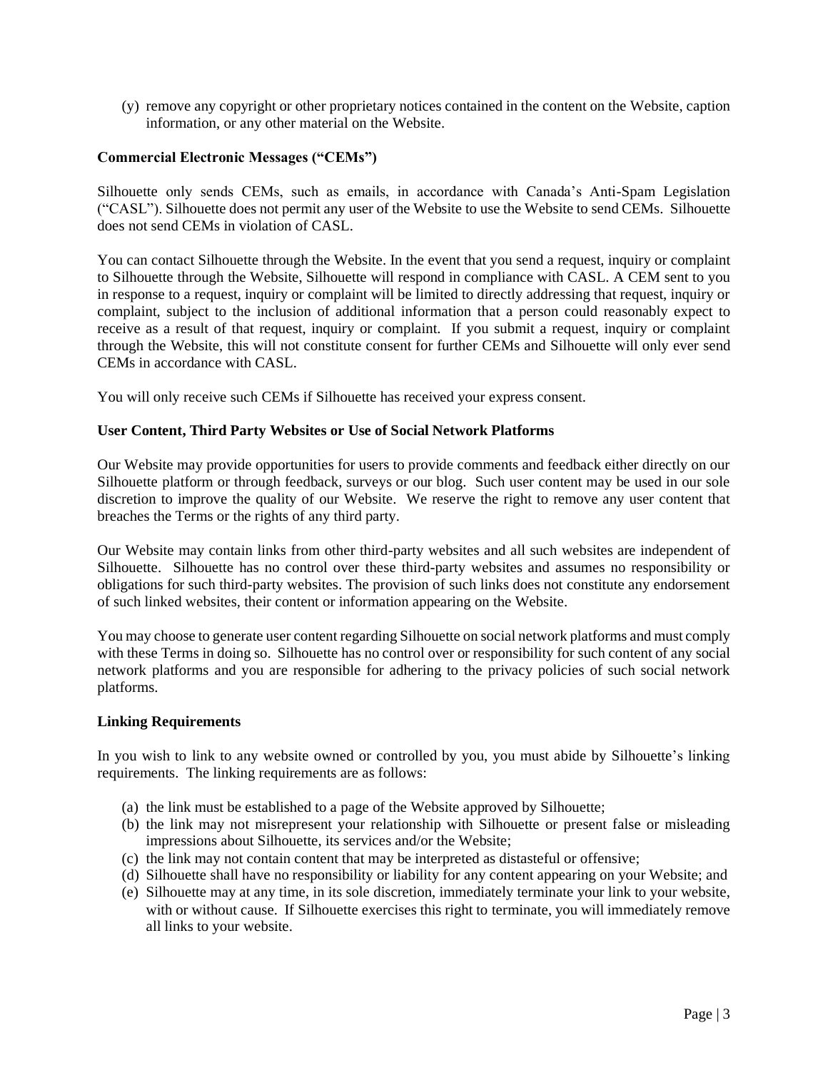(y) remove any copyright or other proprietary notices contained in the content on the Website, caption information, or any other material on the Website.

**Commercial Electronic Messages ("CEMs")**

Silhouette only sends CEMs, such as emails, in accordance with Canada's Anti-Spam Legislation ("CASL"). Silhouette does not permit any user of the Website to use the Website to send CEMs. Silhouette does not send CEMs in violation of CASL.

You can contact Silhouette through the Website. In the event that you send a request, inquiry or complaint to Silhouette through the Website, Silhouette will respond in compliance with CASL. A CEM sent to you in response to a request, inquiry or complaint will be limited to directly addressing that request, inquiry or complaint, subject to the inclusion of additional information that a person could reasonably expect to receive as a result of that request, inquiry or complaint. If you submit a request, inquiry or complaint through the Website, this will not constitute consent for further CEMs and Silhouette will only ever send CEMs in accordance with CASL.

You will only receive such CEMs if Silhouette has received your express consent.

**User Content, Third Party Websites or Use of Social Network Platforms**

Our Website may provide opportunities for users to provide comments and feedback either directly on our Silhouette platform or through feedback, surveys or our blog. Such user content may be used in our sole discretion to improve the quality of our Website. We reserve the right to remove any user content that breaches the Terms or the rights of any third party.

Our Website may contain links from other third-party websites and all such websites are independent of Silhouette. Silhouette has no control over these third-party websites and assumes no responsibility or obligations for such third-party websites. The provision of such links does not constitute any endorsement of such linked websites, their content or information appearing on the Website.

You may choose to generate user content regarding Silhouette on social network platforms and must comply with these Terms in doing so. Silhouette has no control over or responsibility for such content of any social network platforms and you are responsible for adhering to the privacy policies of such social network platforms.

**Linking Requirements**

In you wish to link to any website owned or controlled by you, you must abide by Silhouette's linking requirements. The linking requirements are as follows:

(a) the link must be established to a page of the Website approved by Silhouette;
(b) the link may not misrepresent your relationship with Silhouette or present false or misleading impressions about Silhouette, its services and/or the Website;
(c) the link may not contain content that may be interpreted as distasteful or offensive;
(d) Silhouette shall have no responsibility or liability for any content appearing on your Website; and
(e) Silhouette may at any time, in its sole discretion, immediately terminate your link to your website, with or without cause. If Silhouette exercises this right to terminate, you will immediately remove all links to your website.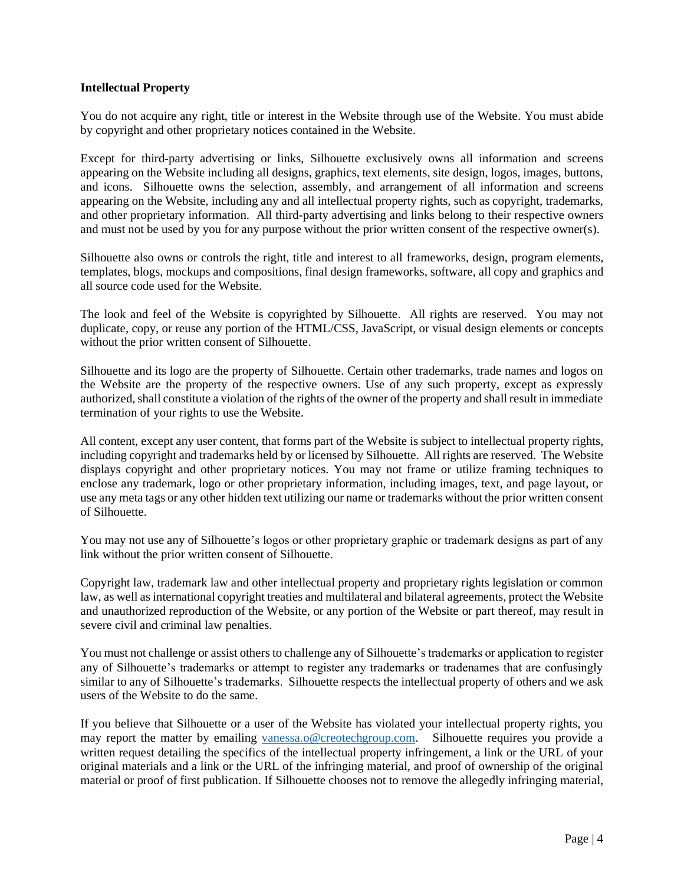**Intellectual Property**

You do not acquire any right, title or interest in the Website through use of the Website. You must abide by copyright and other proprietary notices contained in the Website.

Except for third-party advertising or links, Silhouette exclusively owns all information and screens appearing on the Website including all designs, graphics, text elements, site design, logos, images, buttons, and icons. Silhouette owns the selection, assembly, and arrangement of all information and screens appearing on the Website, including any and all intellectual property rights, such as copyright, trademarks, and other proprietary information. All third-party advertising and links belong to their respective owners and must not be used by you for any purpose without the prior written consent of the respective owner(s).

Silhouette also owns or controls the right, title and interest to all frameworks, design, program elements, templates, blogs, mockups and compositions, final design frameworks, software, all copy and graphics and all source code used for the Website.

The look and feel of the Website is copyrighted by Silhouette. All rights are reserved. You may not duplicate, copy, or reuse any portion of the HTML/CSS, JavaScript, or visual design elements or concepts without the prior written consent of Silhouette.

Silhouette and its logo are the property of Silhouette. Certain other trademarks, trade names and logos on the Website are the property of the respective owners. Use of any such property, except as expressly authorized, shall constitute a violation of the rights of the owner of the property and shall result in immediate termination of your rights to use the Website.

All content, except any user content, that forms part of the Website is subject to intellectual property rights, including copyright and trademarks held by or licensed by Silhouette. All rights are reserved. The Website displays copyright and other proprietary notices. You may not frame or utilize framing techniques to enclose any trademark, logo or other proprietary information, including images, text, and page layout, or use any meta tags or any other hidden text utilizing our name or trademarks without the prior written consent of Silhouette.

You may not use any of Silhouette's logos or other proprietary graphic or trademark designs as part of any link without the prior written consent of Silhouette.

Copyright law, trademark law and other intellectual property and proprietary rights legislation or common law, as well as international copyright treaties and multilateral and bilateral agreements, protect the Website and unauthorized reproduction of the Website, or any portion of the Website or part thereof, may result in severe civil and criminal law penalties.

You must not challenge or assist others to challenge any of Silhouette's trademarks or application to register any of Silhouette's trademarks or attempt to register any trademarks or tradenames that are confusingly similar to any of Silhouette's trademarks. Silhouette respects the intellectual property of others and we ask users of the Website to do the same.

If you believe that Silhouette or a user of the Website has violated your intellectual property rights, you may report the matter by emailing vanessa.o@creotechgroup.com. Silhouette requires you provide a written request detailing the specifics of the intellectual property infringement, a link or the URL of your original materials and a link or the URL of the infringing material, and proof of ownership of the original material or proof of first publication. If Silhouette chooses not to remove the allegedly infringing material,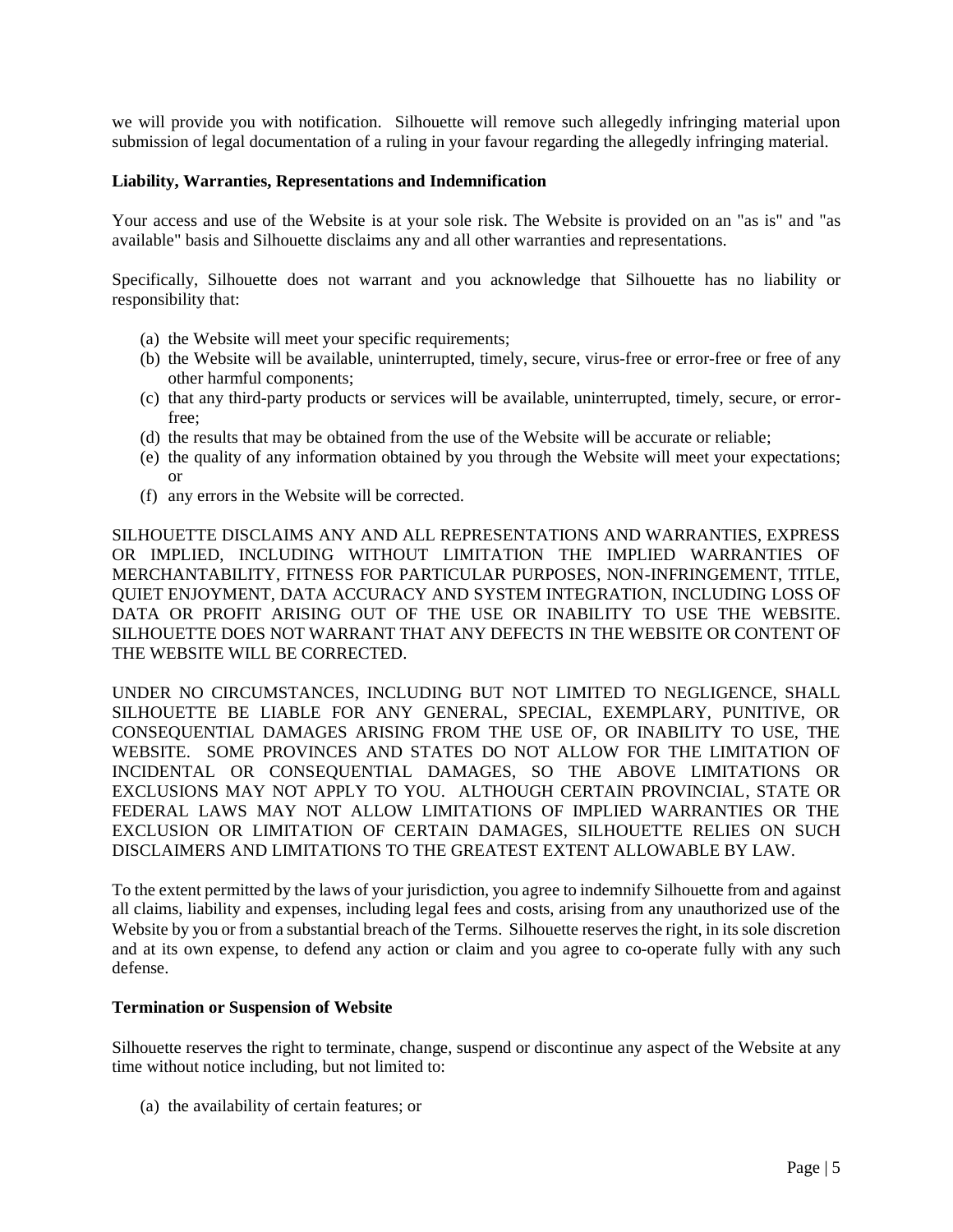we will provide you with notification. Silhouette will remove such allegedly infringing material upon submission of legal documentation of a ruling in your favour regarding the allegedly infringing material.

**Liability, Warranties, Representations and Indemnification**

Your access and use of the Website is at your sole risk. The Website is provided on an "as is" and "as available" basis and Silhouette disclaims any and all other warranties and representations.

Specifically, Silhouette does not warrant and you acknowledge that Silhouette has no liability or responsibility that:

(a) the Website will meet your specific requirements;
(b) the Website will be available, uninterrupted, timely, secure, virus-free or error-free or free of any other harmful components;
(c) that any third-party products or services will be available, uninterrupted, timely, secure, or error-free;
(d) the results that may be obtained from the use of the Website will be accurate or reliable;
(e) the quality of any information obtained by you through the Website will meet your expectations; or
(f) any errors in the Website will be corrected.

SILHOUETTE DISCLAIMS ANY AND ALL REPRESENTATIONS AND WARRANTIES, EXPRESS OR IMPLIED, INCLUDING WITHOUT LIMITATION THE IMPLIED WARRANTIES OF MERCHANTABILITY, FITNESS FOR PARTICULAR PURPOSES, NON-INFRINGEMENT, TITLE, QUIET ENJOYMENT, DATA ACCURACY AND SYSTEM INTEGRATION, INCLUDING LOSS OF DATA OR PROFIT ARISING OUT OF THE USE OR INABILITY TO USE THE WEBSITE. SILHOUETTE DOES NOT WARRANT THAT ANY DEFECTS IN THE WEBSITE OR CONTENT OF THE WEBSITE WILL BE CORRECTED.

UNDER NO CIRCUMSTANCES, INCLUDING BUT NOT LIMITED TO NEGLIGENCE, SHALL SILHOUETTE BE LIABLE FOR ANY GENERAL, SPECIAL, EXEMPLARY, PUNITIVE, OR CONSEQUENTIAL DAMAGES ARISING FROM THE USE OF, OR INABILITY TO USE, THE WEBSITE. SOME PROVINCES AND STATES DO NOT ALLOW FOR THE LIMITATION OF INCIDENTAL OR CONSEQUENTIAL DAMAGES, SO THE ABOVE LIMITATIONS OR EXCLUSIONS MAY NOT APPLY TO YOU. ALTHOUGH CERTAIN PROVINCIAL, STATE OR FEDERAL LAWS MAY NOT ALLOW LIMITATIONS OF IMPLIED WARRANTIES OR THE EXCLUSION OR LIMITATION OF CERTAIN DAMAGES, SILHOUETTE RELIES ON SUCH DISCLAIMERS AND LIMITATIONS TO THE GREATEST EXTENT ALLOWABLE BY LAW.

To the extent permitted by the laws of your jurisdiction, you agree to indemnify Silhouette from and against all claims, liability and expenses, including legal fees and costs, arising from any unauthorized use of the Website by you or from a substantial breach of the Terms. Silhouette reserves the right, in its sole discretion and at its own expense, to defend any action or claim and you agree to co-operate fully with any such defense.

**Termination or Suspension of Website**

Silhouette reserves the right to terminate, change, suspend or discontinue any aspect of the Website at any time without notice including, but not limited to:

(a) the availability of certain features; or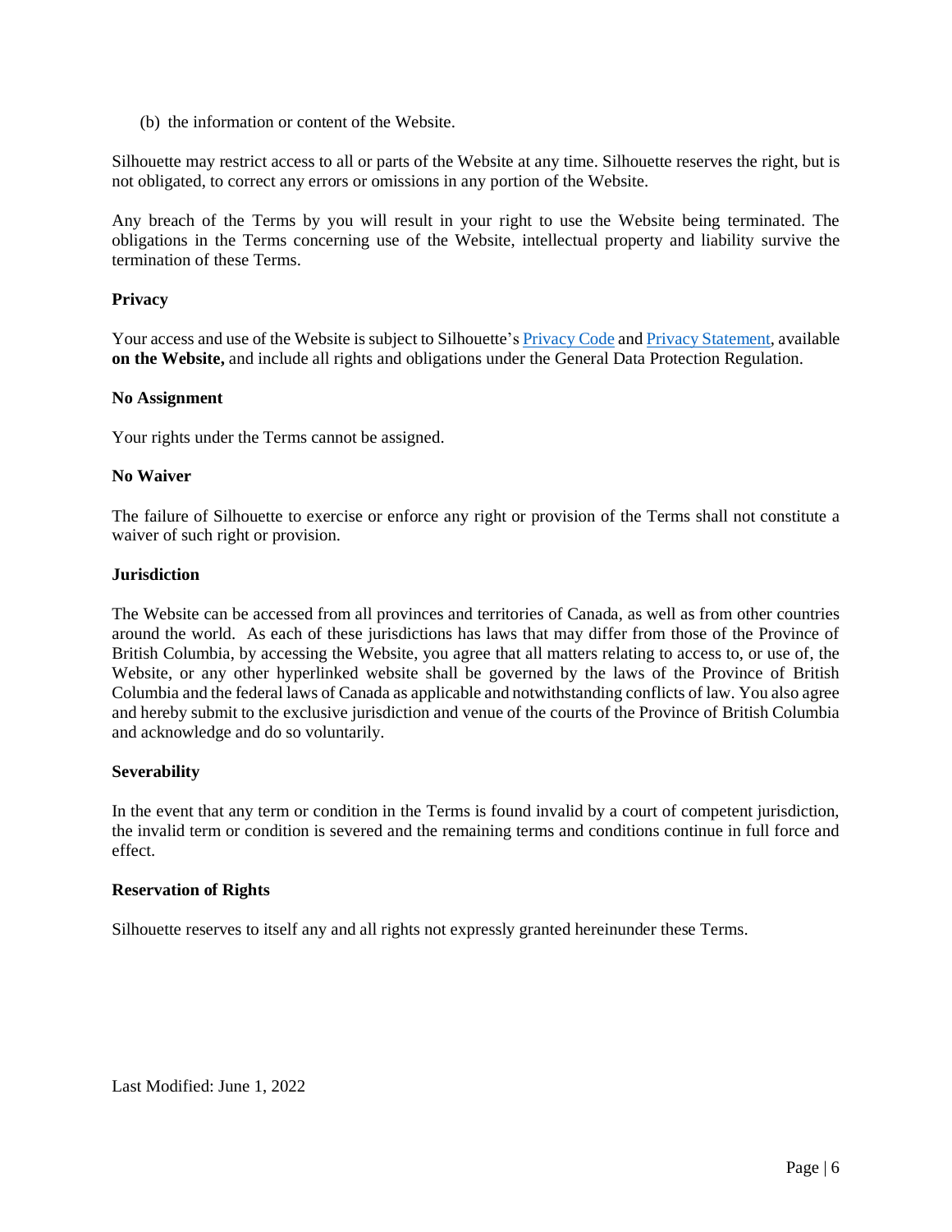(b) the information or content of the Website.

Silhouette may restrict access to all or parts of the Website at any time. Silhouette reserves the right, but is not obligated, to correct any errors or omissions in any portion of the Website.

Any breach of the Terms by you will result in your right to use the Website being terminated. The obligations in the Terms concerning use of the Website, intellectual property and liability survive the termination of these Terms.

**Privacy**

Your access and use of the Website is subject to Silhouette's Privacy Code and Privacy Statement, available **on the Website,** and include all rights and obligations under the General Data Protection Regulation.

**No Assignment**

Your rights under the Terms cannot be assigned.

**No Waiver**

The failure of Silhouette to exercise or enforce any right or provision of the Terms shall not constitute a waiver of such right or provision.

**Jurisdiction**

The Website can be accessed from all provinces and territories of Canada, as well as from other countries around the world. As each of these jurisdictions has laws that may differ from those of the Province of British Columbia, by accessing the Website, you agree that all matters relating to access to, or use of, the Website, or any other hyperlinked website shall be governed by the laws of the Province of British Columbia and the federal laws of Canada as applicable and notwithstanding conflicts of law. You also agree and hereby submit to the exclusive jurisdiction and venue of the courts of the Province of British Columbia and acknowledge and do so voluntarily.

**Severability**

In the event that any term or condition in the Terms is found invalid by a court of competent jurisdiction, the invalid term or condition is severed and the remaining terms and conditions continue in full force and effect.

**Reservation of Rights**

Silhouette reserves to itself any and all rights not expressly granted hereinunder these Terms.

Last Modified: June 1, 2022